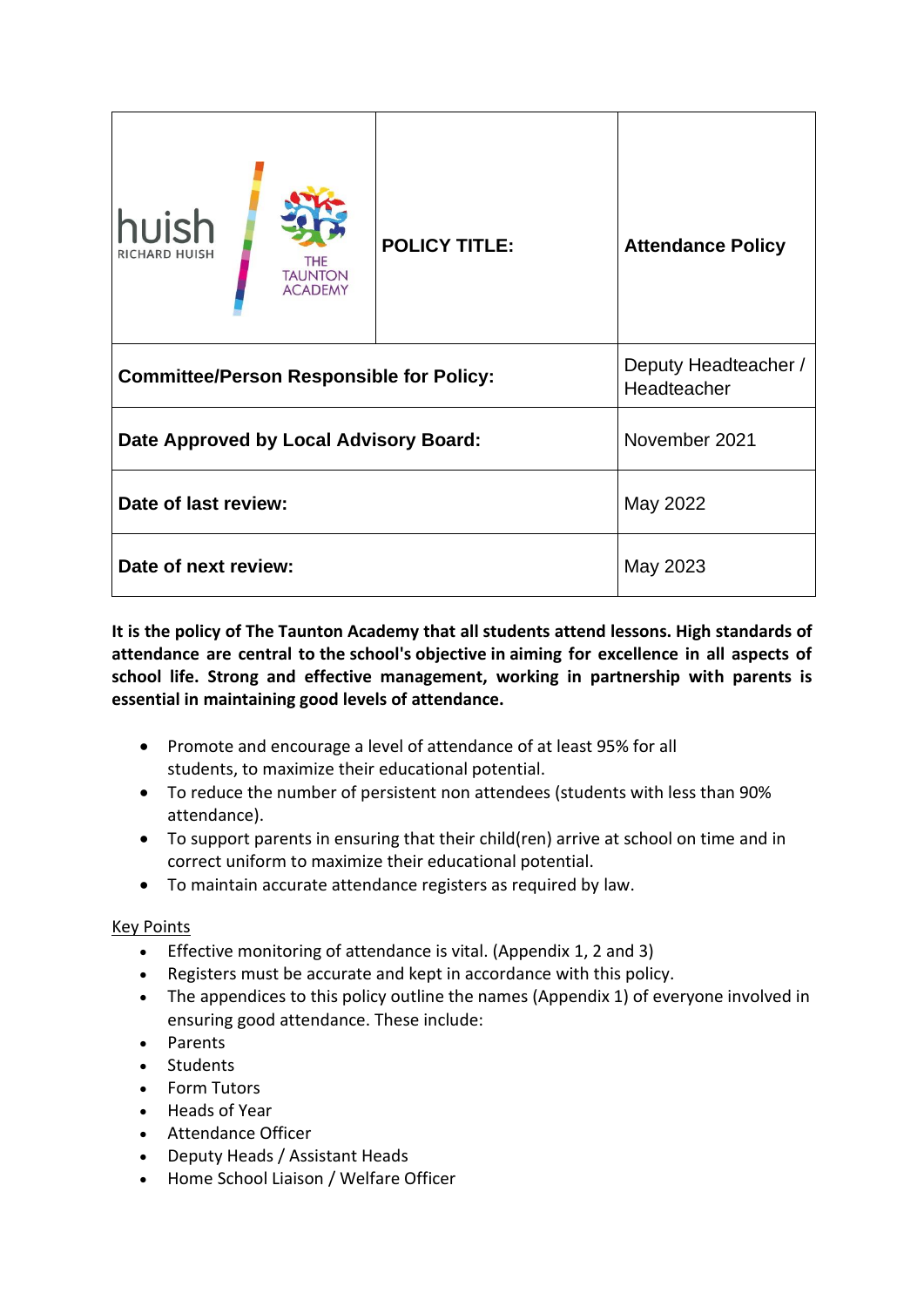| huish RICHARD HUISH / THE TAUNTON ACADEMY | POLICY TITLE: | Attendance Policy |
|---|---|---|
| **Committee/Person Responsible for Policy:** | | Deputy Headteacher / Headteacher |
| **Date Approved by Local Advisory Board:** | | November 2021 |
| **Date of last review:** | | May 2022 |
| **Date of next review:** | | May 2023 |

**It is the policy of The Taunton Academy that all students attend lessons. High standards of attendance are central to the school's objective in aiming for excellence in all aspects of school life. Strong and effective management, working in partnership with parents is essential in maintaining good levels of attendance.**

- Promote and encourage a level of attendance of at least 95% for all students, to maximize their educational potential.
- To reduce the number of persistent non attendees (students with less than 90% attendance).
- To support parents in ensuring that their child(ren) arrive at school on time and in correct uniform to maximize their educational potential.
- To maintain accurate attendance registers as required by law.

Key Points

- Effective monitoring of attendance is vital. (Appendix 1, 2 and 3)
- Registers must be accurate and kept in accordance with this policy.
- The appendices to this policy outline the names (Appendix 1) of everyone involved in ensuring good attendance. These include:
- Parents
- Students
- Form Tutors
- Heads of Year
- Attendance Officer
- Deputy Heads / Assistant Heads
- Home School Liaison / Welfare Officer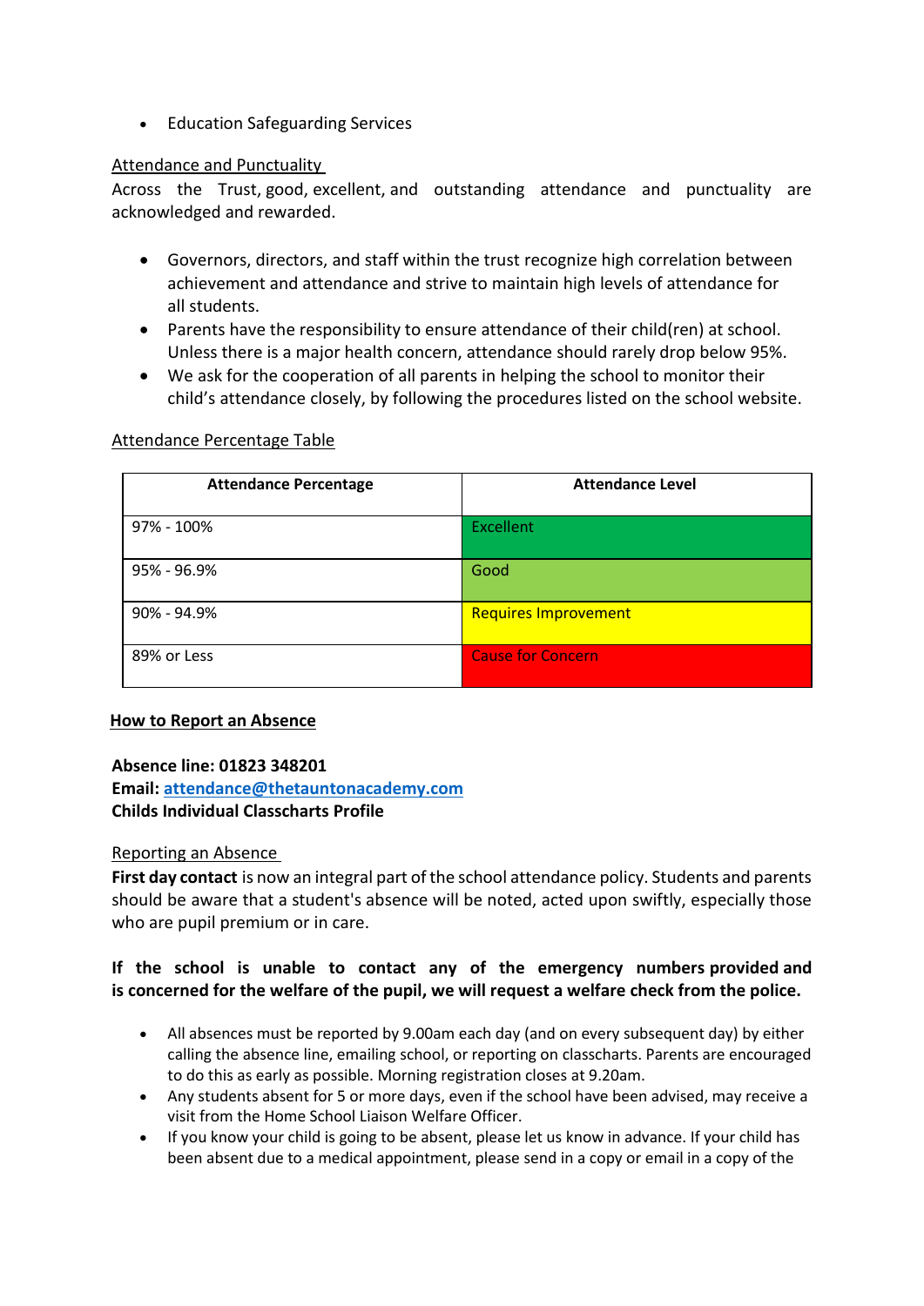- Education Safeguarding Services

Attendance and Punctuality

Across the Trust, good, excellent, and outstanding attendance and punctuality are acknowledged and rewarded.

- Governors, directors, and staff within the trust recognize high correlation between achievement and attendance and strive to maintain high levels of attendance for all students.
- Parents have the responsibility to ensure attendance of their child(ren) at school. Unless there is a major health concern, attendance should rarely drop below 95%.
- We ask for the cooperation of all parents in helping the school to monitor their child's attendance closely, by following the procedures listed on the school website.

Attendance Percentage Table

| Attendance Percentage | Attendance Level |
|---|---|
| 97% - 100% | Excellent |
| 95% - 96.9% | Good |
| 90% - 94.9% | Requires Improvement |
| 89% or Less | Cause for Concern |

**How to Report an Absence**

**Absence line: 01823 348201**
**Email: attendance@thetauntonacademy.com**
**Childs Individual Classcharts Profile**

Reporting an Absence

**First day contact** is now an integral part of the school attendance policy. Students and parents should be aware that a student's absence will be noted, acted upon swiftly, especially those who are pupil premium or in care.

**If the school is unable to contact any of the emergency numbers provided and is concerned for the welfare of the pupil, we will request a welfare check from the police.**

- All absences must be reported by 9.00am each day (and on every subsequent day) by either calling the absence line, emailing school, or reporting on classcharts. Parents are encouraged to do this as early as possible. Morning registration closes at 9.20am.
- Any students absent for 5 or more days, even if the school have been advised, may receive a visit from the Home School Liaison Welfare Officer.
- If you know your child is going to be absent, please let us know in advance. If your child has been absent due to a medical appointment, please send in a copy or email in a copy of the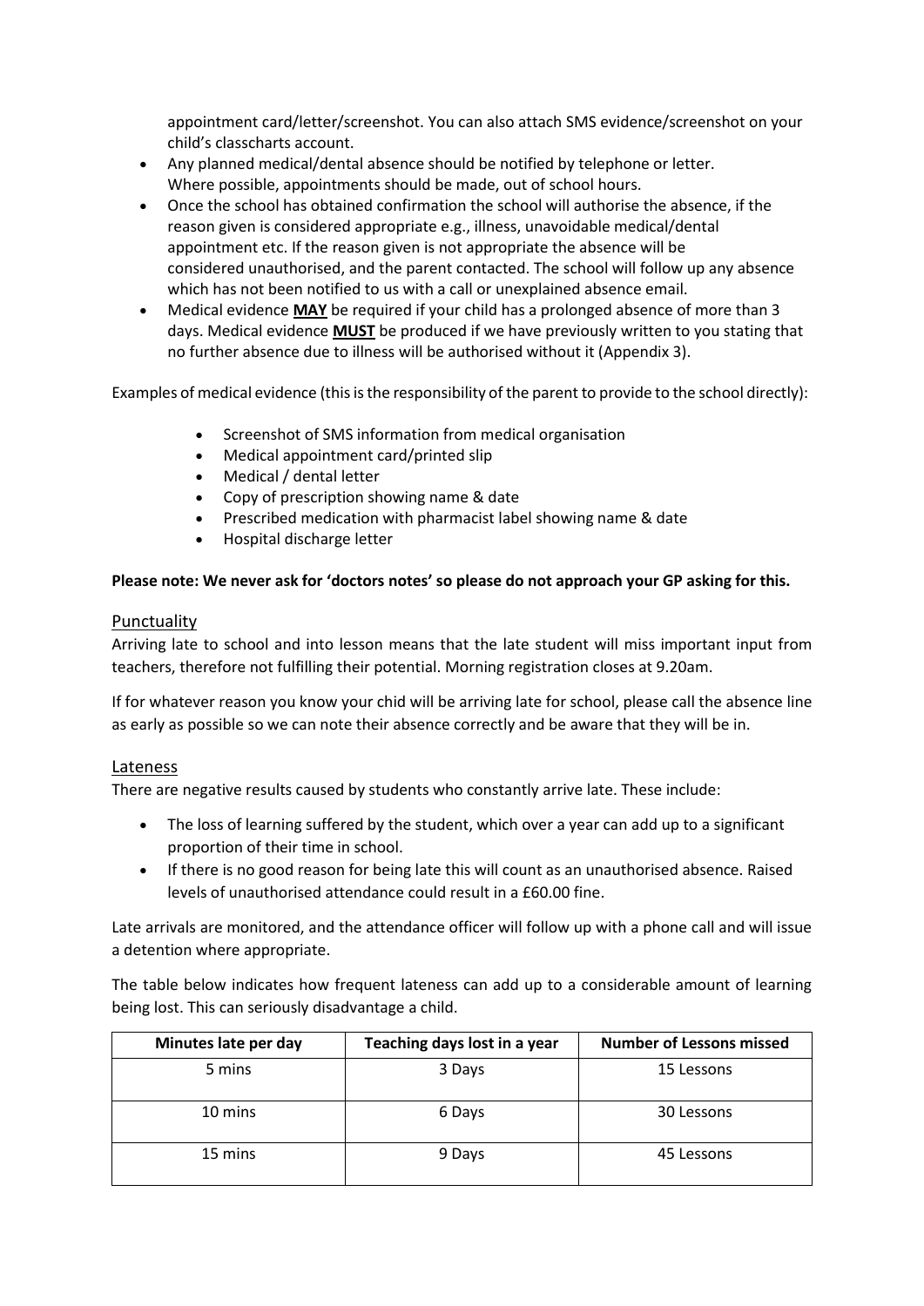appointment card/letter/screenshot. You can also attach SMS evidence/screenshot on your child's classcharts account.

- Any planned medical/dental absence should be notified by telephone or letter. Where possible, appointments should be made, out of school hours.
- Once the school has obtained confirmation the school will authorise the absence, if the reason given is considered appropriate e.g., illness, unavoidable medical/dental appointment etc. If the reason given is not appropriate the absence will be considered unauthorised, and the parent contacted. The school will follow up any absence which has not been notified to us with a call or unexplained absence email.
- Medical evidence **MAY** be required if your child has a prolonged absence of more than 3 days. Medical evidence **MUST** be produced if we have previously written to you stating that no further absence due to illness will be authorised without it (Appendix 3).

Examples of medical evidence (this is the responsibility of the parent to provide to the school directly):

- Screenshot of SMS information from medical organisation
- Medical appointment card/printed slip
- Medical / dental letter
- Copy of prescription showing name & date
- Prescribed medication with pharmacist label showing name & date
- Hospital discharge letter

**Please note: We never ask for 'doctors notes' so please do not approach your GP asking for this.**

## Punctuality

Arriving late to school and into lesson means that the late student will miss important input from teachers, therefore not fulfilling their potential. Morning registration closes at 9.20am.

If for whatever reason you know your chid will be arriving late for school, please call the absence line as early as possible so we can note their absence correctly and be aware that they will be in.

## Lateness

There are negative results caused by students who constantly arrive late. These include:

- The loss of learning suffered by the student, which over a year can add up to a significant proportion of their time in school.
- If there is no good reason for being late this will count as an unauthorised absence. Raised levels of unauthorised attendance could result in a £60.00 fine.

Late arrivals are monitored, and the attendance officer will follow up with a phone call and will issue a detention where appropriate.

The table below indicates how frequent lateness can add up to a considerable amount of learning being lost. This can seriously disadvantage a child.

| Minutes late per day | Teaching days lost in a year | Number of Lessons missed |
|---|---|---|
| 5 mins | 3 Days | 15 Lessons |
| 10 mins | 6 Days | 30 Lessons |
| 15 mins | 9 Days | 45 Lessons |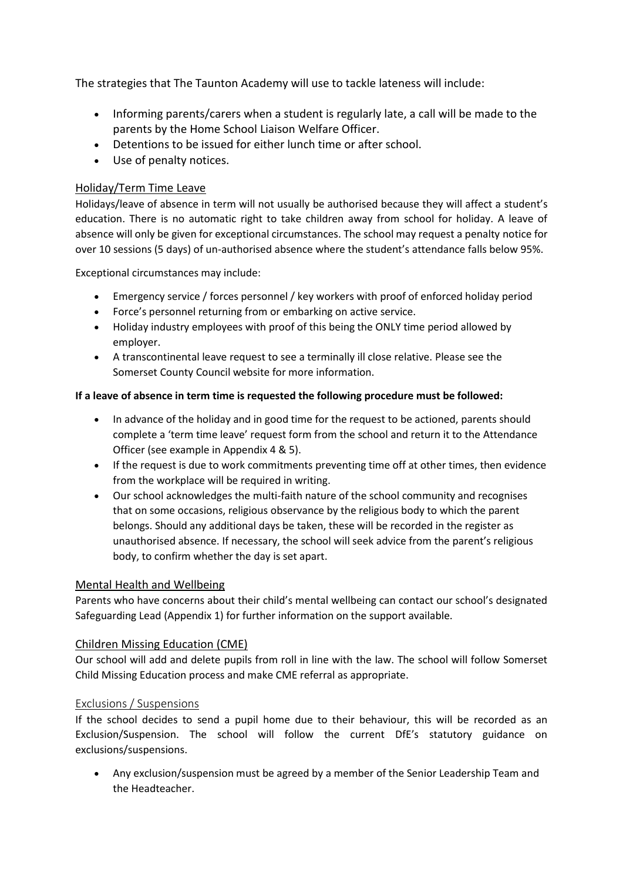The strategies that The Taunton Academy will use to tackle lateness will include:

- Informing parents/carers when a student is regularly late, a call will be made to the parents by the Home School Liaison Welfare Officer.
- Detentions to be issued for either lunch time or after school.
- Use of penalty notices.

## Holiday/Term Time Leave

Holidays/leave of absence in term will not usually be authorised because they will affect a student's education. There is no automatic right to take children away from school for holiday. A leave of absence will only be given for exceptional circumstances. The school may request a penalty notice for over 10 sessions (5 days) of un-authorised absence where the student's attendance falls below 95%.

Exceptional circumstances may include:

- Emergency service / forces personnel / key workers with proof of enforced holiday period
- Force's personnel returning from or embarking on active service.
- Holiday industry employees with proof of this being the ONLY time period allowed by employer.
- A transcontinental leave request to see a terminally ill close relative. Please see the Somerset County Council website for more information.

**If a leave of absence in term time is requested the following procedure must be followed:**

- In advance of the holiday and in good time for the request to be actioned, parents should complete a 'term time leave' request form from the school and return it to the Attendance Officer (see example in Appendix 4 & 5).
- If the request is due to work commitments preventing time off at other times, then evidence from the workplace will be required in writing.
- Our school acknowledges the multi-faith nature of the school community and recognises that on some occasions, religious observance by the religious body to which the parent belongs. Should any additional days be taken, these will be recorded in the register as unauthorised absence. If necessary, the school will seek advice from the parent's religious body, to confirm whether the day is set apart.

## Mental Health and Wellbeing

Parents who have concerns about their child's mental wellbeing can contact our school's designated Safeguarding Lead (Appendix 1) for further information on the support available.

## Children Missing Education (CME)

Our school will add and delete pupils from roll in line with the law. The school will follow Somerset Child Missing Education process and make CME referral as appropriate.

## Exclusions / Suspensions

If the school decides to send a pupil home due to their behaviour, this will be recorded as an Exclusion/Suspension. The school will follow the current DfE's statutory guidance on exclusions/suspensions.

- Any exclusion/suspension must be agreed by a member of the Senior Leadership Team and the Headteacher.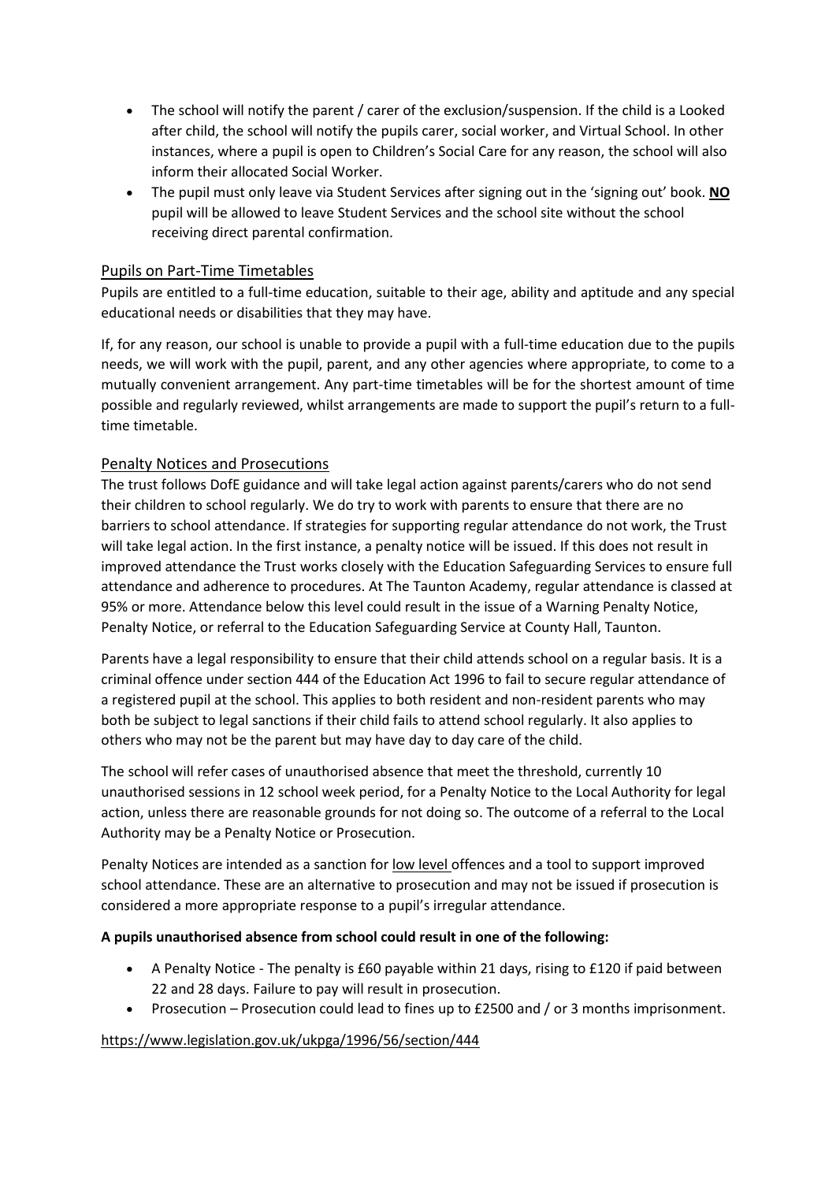- The school will notify the parent / carer of the exclusion/suspension. If the child is a Looked after child, the school will notify the pupils carer, social worker, and Virtual School. In other instances, where a pupil is open to Children's Social Care for any reason, the school will also inform their allocated Social Worker.
- The pupil must only leave via Student Services after signing out in the 'signing out' book. **NO** pupil will be allowed to leave Student Services and the school site without the school receiving direct parental confirmation.

## Pupils on Part-Time Timetables

Pupils are entitled to a full-time education, suitable to their age, ability and aptitude and any special educational needs or disabilities that they may have.

If, for any reason, our school is unable to provide a pupil with a full-time education due to the pupils needs, we will work with the pupil, parent, and any other agencies where appropriate, to come to a mutually convenient arrangement. Any part-time timetables will be for the shortest amount of time possible and regularly reviewed, whilst arrangements are made to support the pupil's return to a full-time timetable.

## Penalty Notices and Prosecutions

The trust follows DofE guidance and will take legal action against parents/carers who do not send their children to school regularly. We do try to work with parents to ensure that there are no barriers to school attendance. If strategies for supporting regular attendance do not work, the Trust will take legal action. In the first instance, a penalty notice will be issued. If this does not result in improved attendance the Trust works closely with the Education Safeguarding Services to ensure full attendance and adherence to procedures. At The Taunton Academy, regular attendance is classed at 95% or more. Attendance below this level could result in the issue of a Warning Penalty Notice, Penalty Notice, or referral to the Education Safeguarding Service at County Hall, Taunton.

Parents have a legal responsibility to ensure that their child attends school on a regular basis. It is a criminal offence under section 444 of the Education Act 1996 to fail to secure regular attendance of a registered pupil at the school. This applies to both resident and non-resident parents who may both be subject to legal sanctions if their child fails to attend school regularly. It also applies to others who may not be the parent but may have day to day care of the child.

The school will refer cases of unauthorised absence that meet the threshold, currently 10 unauthorised sessions in 12 school week period, for a Penalty Notice to the Local Authority for legal action, unless there are reasonable grounds for not doing so. The outcome of a referral to the Local Authority may be a Penalty Notice or Prosecution.

Penalty Notices are intended as a sanction for low level offences and a tool to support improved school attendance. These are an alternative to prosecution and may not be issued if prosecution is considered a more appropriate response to a pupil's irregular attendance.

**A pupils unauthorised absence from school could result in one of the following:**

- A Penalty Notice - The penalty is £60 payable within 21 days, rising to £120 if paid between 22 and 28 days. Failure to pay will result in prosecution.
- Prosecution – Prosecution could lead to fines up to £2500 and / or 3 months imprisonment.

https://www.legislation.gov.uk/ukpga/1996/56/section/444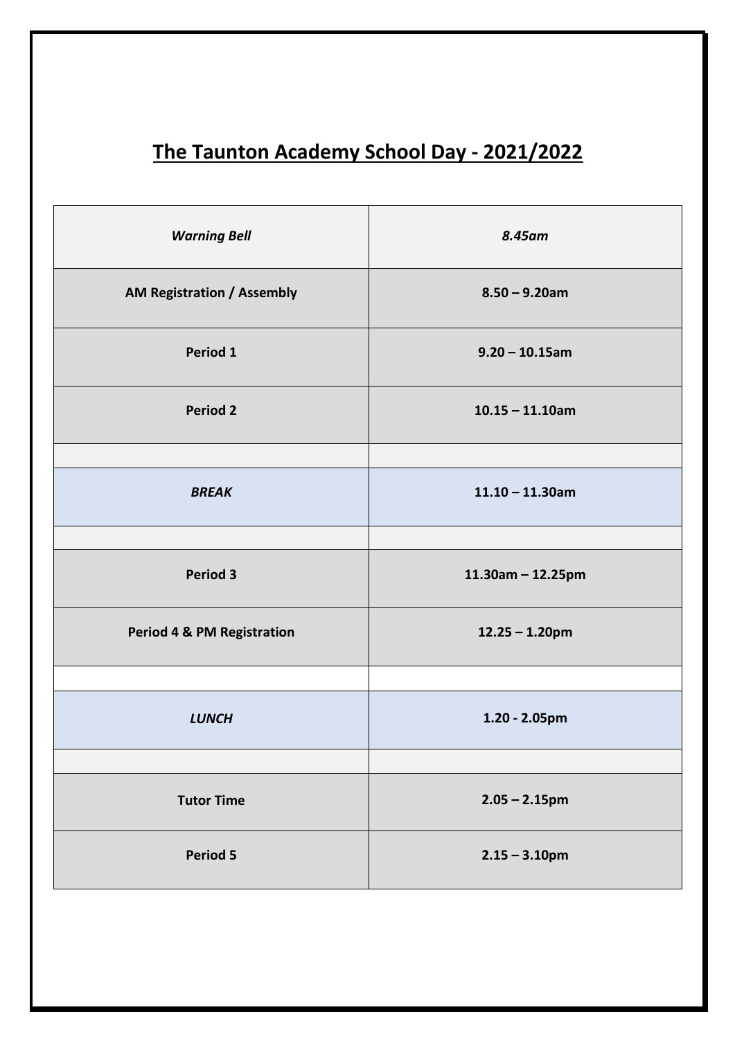# The Taunton Academy School Day - 2021/2022

| *Warning Bell* | *8.45am* |
|---|---|
| **AM Registration / Assembly** | **8.50 – 9.20am** |
| **Period 1** | **9.20 – 10.15am** |
| **Period 2** | **10.15 – 11.10am** |
| | |
| ***BREAK*** | **11.10 – 11.30am** |
| | |
| **Period 3** | **11.30am – 12.25pm** |
| **Period 4 & PM Registration** | **12.25 – 1.20pm** |
| | |
| ***LUNCH*** | **1.20 - 2.05pm** |
| | |
| **Tutor Time** | **2.05 – 2.15pm** |
| **Period 5** | **2.15 – 3.10pm** |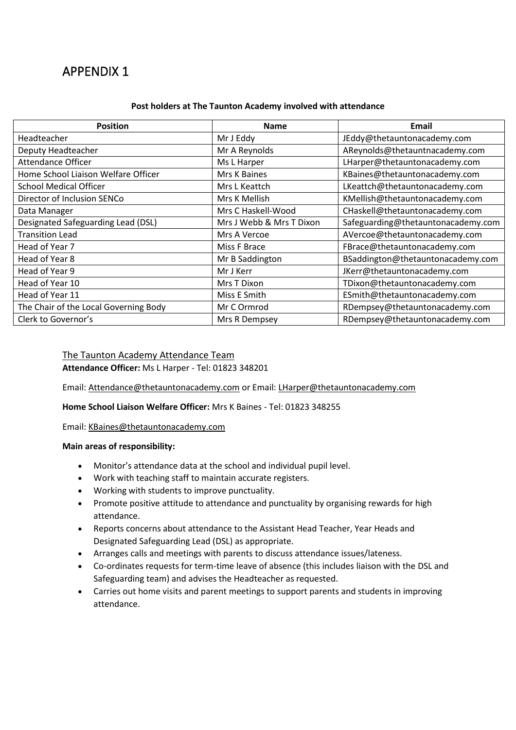# APPENDIX 1

**Post holders at The Taunton Academy involved with attendance**

| Position | Name | Email |
|---|---|---|
| Headteacher | Mr J Eddy | JEddy@thetauntonacademy.com |
| Deputy Headteacher | Mr A Reynolds | AReynolds@thetauntnacademy.com |
| Attendance Officer | Ms L Harper | LHarper@thetauntonacademy.com |
| Home School Liaison Welfare Officer | Mrs K Baines | KBaines@thetauntonacademy.com |
| School Medical Officer | Mrs L Keattch | LKeattch@thetauntonacademy.com |
| Director of Inclusion SENCo | Mrs K Mellish | KMellish@thetauntonacademy.com |
| Data Manager | Mrs C Haskell-Wood | CHaskell@thetauntonacademy.com |
| Designated Safeguarding Lead (DSL) | Mrs J Webb & Mrs T Dixon | Safeguarding@thetauntonacademy.com |
| Transition Lead | Mrs A Vercoe | AVercoe@thetauntonacademy.com |
| Head of Year 7 | Miss F Brace | FBrace@thetauntonacademy.com |
| Head of Year 8 | Mr B Saddington | BSaddington@thetauntonacademy.com |
| Head of Year 9 | Mr J Kerr | JKerr@thetauntonacademy.com |
| Head of Year 10 | Mrs T Dixon | TDixon@thetauntonacademy.com |
| Head of Year 11 | Miss E Smith | ESmith@thetauntonacademy.com |
| The Chair of the Local Governing Body | Mr C Ormrod | RDempsey@thetauntonacademy.com |
| Clerk to Governor's | Mrs R Dempsey | RDempsey@thetauntonacademy.com |

The Taunton Academy Attendance Team

**Attendance Officer:** Ms L Harper - Tel: 01823 348201

Email: Attendance@thetauntonacademy.com or Email: LHarper@thetauntonacademy.com

**Home School Liaison Welfare Officer:** Mrs K Baines - Tel: 01823 348255

Email: KBaines@thetauntonacademy.com

**Main areas of responsibility:**

- Monitor's attendance data at the school and individual pupil level.
- Work with teaching staff to maintain accurate registers.
- Working with students to improve punctuality.
- Promote positive attitude to attendance and punctuality by organising rewards for high attendance.
- Reports concerns about attendance to the Assistant Head Teacher, Year Heads and Designated Safeguarding Lead (DSL) as appropriate.
- Arranges calls and meetings with parents to discuss attendance issues/lateness.
- Co-ordinates requests for term-time leave of absence (this includes liaison with the DSL and Safeguarding team) and advises the Headteacher as requested.
- Carries out home visits and parent meetings to support parents and students in improving attendance.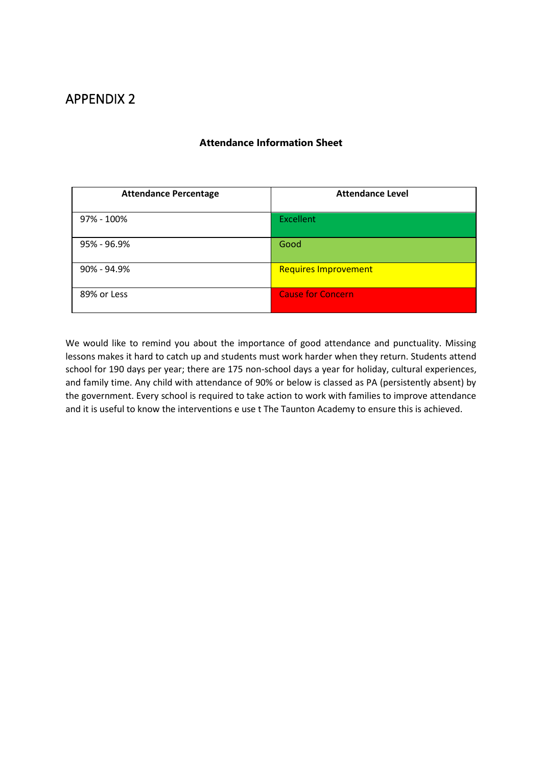# APPENDIX 2

**Attendance Information Sheet**

| Attendance Percentage | Attendance Level |
|---|---|
| 97% - 100% | Excellent |
| 95% - 96.9% | Good |
| 90% - 94.9% | Requires Improvement |
| 89% or Less | Cause for Concern |

We would like to remind you about the importance of good attendance and punctuality. Missing lessons makes it hard to catch up and students must work harder when they return. Students attend school for 190 days per year; there are 175 non-school days a year for holiday, cultural experiences, and family time. Any child with attendance of 90% or below is classed as PA (persistently absent) by the government. Every school is required to take action to work with families to improve attendance and it is useful to know the interventions e use t The Taunton Academy to ensure this is achieved.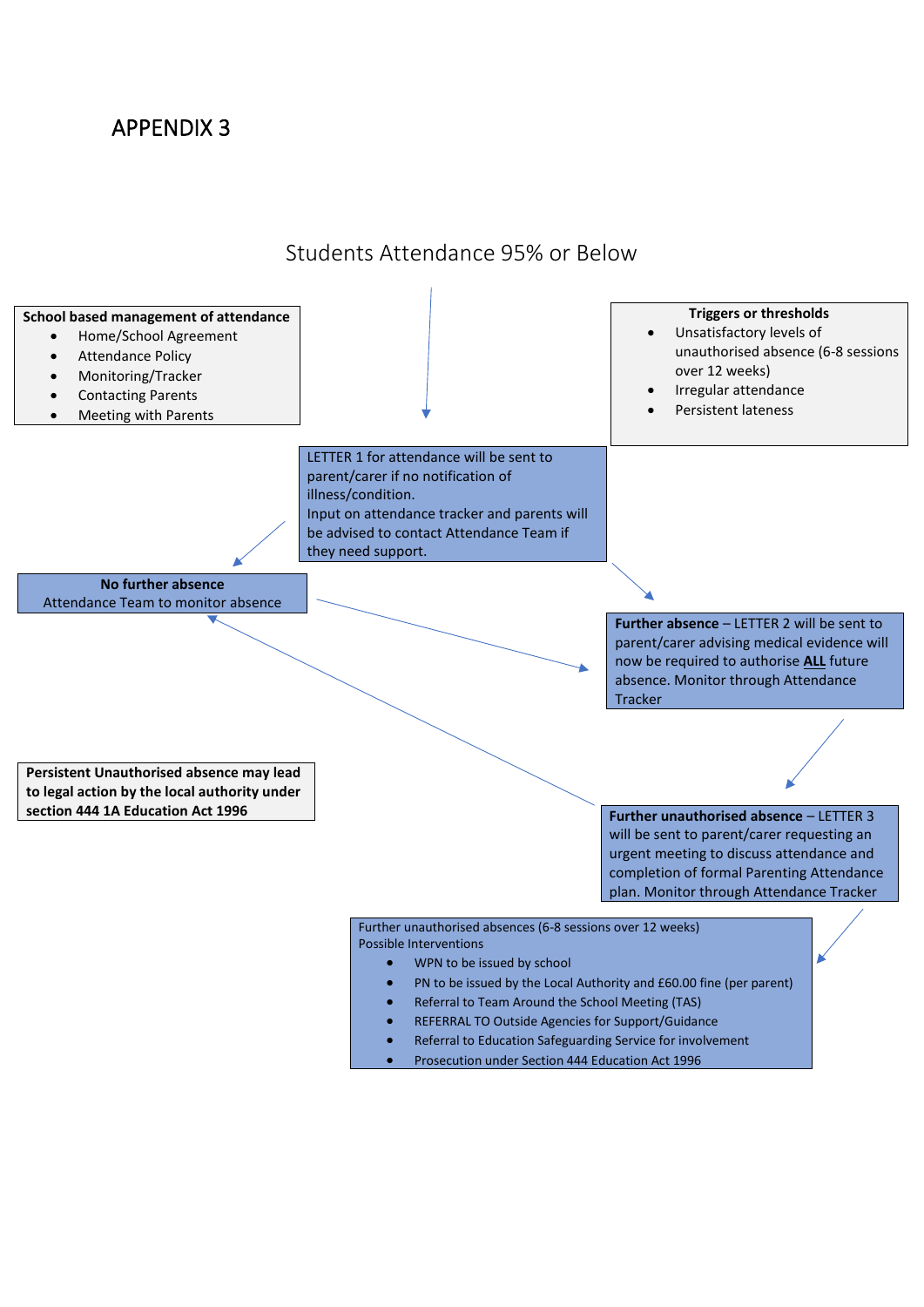# APPENDIX 3

## Students Attendance 95% or Below

**School based management of attendance**

- Home/School Agreement
- Attendance Policy
- Monitoring/Tracker
- Contacting Parents
- Meeting with Parents

**Triggers or thresholds**

- Unsatisfactory levels of unauthorised absence (6-8 sessions over 12 weeks)
- Irregular attendance
- Persistent lateness

LETTER 1 for attendance will be sent to parent/carer if no notification of illness/condition.
Input on attendance tracker and parents will be advised to contact Attendance Team if they need support.

**No further absence**
Attendance Team to monitor absence

**Further absence** – LETTER 2 will be sent to parent/carer advising medical evidence will now be required to authorise **ALL** future absence. Monitor through Attendance Tracker

**Persistent Unauthorised absence may lead to legal action by the local authority under section 444 1A Education Act 1996**

**Further unauthorised absence** – LETTER 3 will be sent to parent/carer requesting an urgent meeting to discuss attendance and completion of formal Parenting Attendance plan. Monitor through Attendance Tracker

Further unauthorised absences (6-8 sessions over 12 weeks)
Possible Interventions

- WPN to be issued by school
- PN to be issued by the Local Authority and £60.00 fine (per parent)
- Referral to Team Around the School Meeting (TAS)
- REFERRAL TO Outside Agencies for Support/Guidance
- Referral to Education Safeguarding Service for involvement
- Prosecution under Section 444 Education Act 1996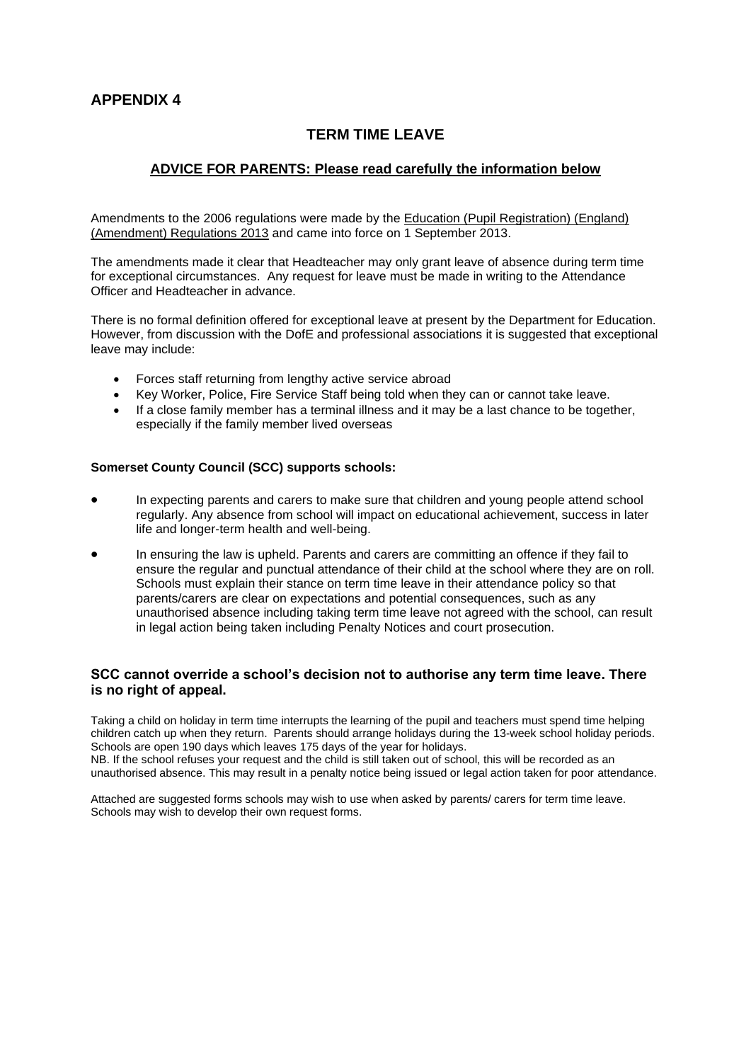## APPENDIX 4

### TERM TIME LEAVE

#### ADVICE FOR PARENTS: Please read carefully the information below

Amendments to the 2006 regulations were made by the Education (Pupil Registration) (England) (Amendment) Regulations 2013 and came into force on 1 September 2013.

The amendments made it clear that Headteacher may only grant leave of absence during term time for exceptional circumstances. Any request for leave must be made in writing to the Attendance Officer and Headteacher in advance.

There is no formal definition offered for exceptional leave at present by the Department for Education. However, from discussion with the DofE and professional associations it is suggested that exceptional leave may include:

- Forces staff returning from lengthy active service abroad
- Key Worker, Police, Fire Service Staff being told when they can or cannot take leave.
- If a close family member has a terminal illness and it may be a last chance to be together, especially if the family member lived overseas

**Somerset County Council (SCC) supports schools:**

- In expecting parents and carers to make sure that children and young people attend school regularly. Any absence from school will impact on educational achievement, success in later life and longer-term health and well-being.
- In ensuring the law is upheld. Parents and carers are committing an offence if they fail to ensure the regular and punctual attendance of their child at the school where they are on roll. Schools must explain their stance on term time leave in their attendance policy so that parents/carers are clear on expectations and potential consequences, such as any unauthorised absence including taking term time leave not agreed with the school, can result in legal action being taken including Penalty Notices and court prosecution.

**SCC cannot override a school's decision not to authorise any term time leave. There is no right of appeal.**

Taking a child on holiday in term time interrupts the learning of the pupil and teachers must spend time helping children catch up when they return. Parents should arrange holidays during the 13-week school holiday periods. Schools are open 190 days which leaves 175 days of the year for holidays.
NB. If the school refuses your request and the child is still taken out of school, this will be recorded as an unauthorised absence. This may result in a penalty notice being issued or legal action taken for poor attendance.

Attached are suggested forms schools may wish to use when asked by parents/ carers for term time leave. Schools may wish to develop their own request forms.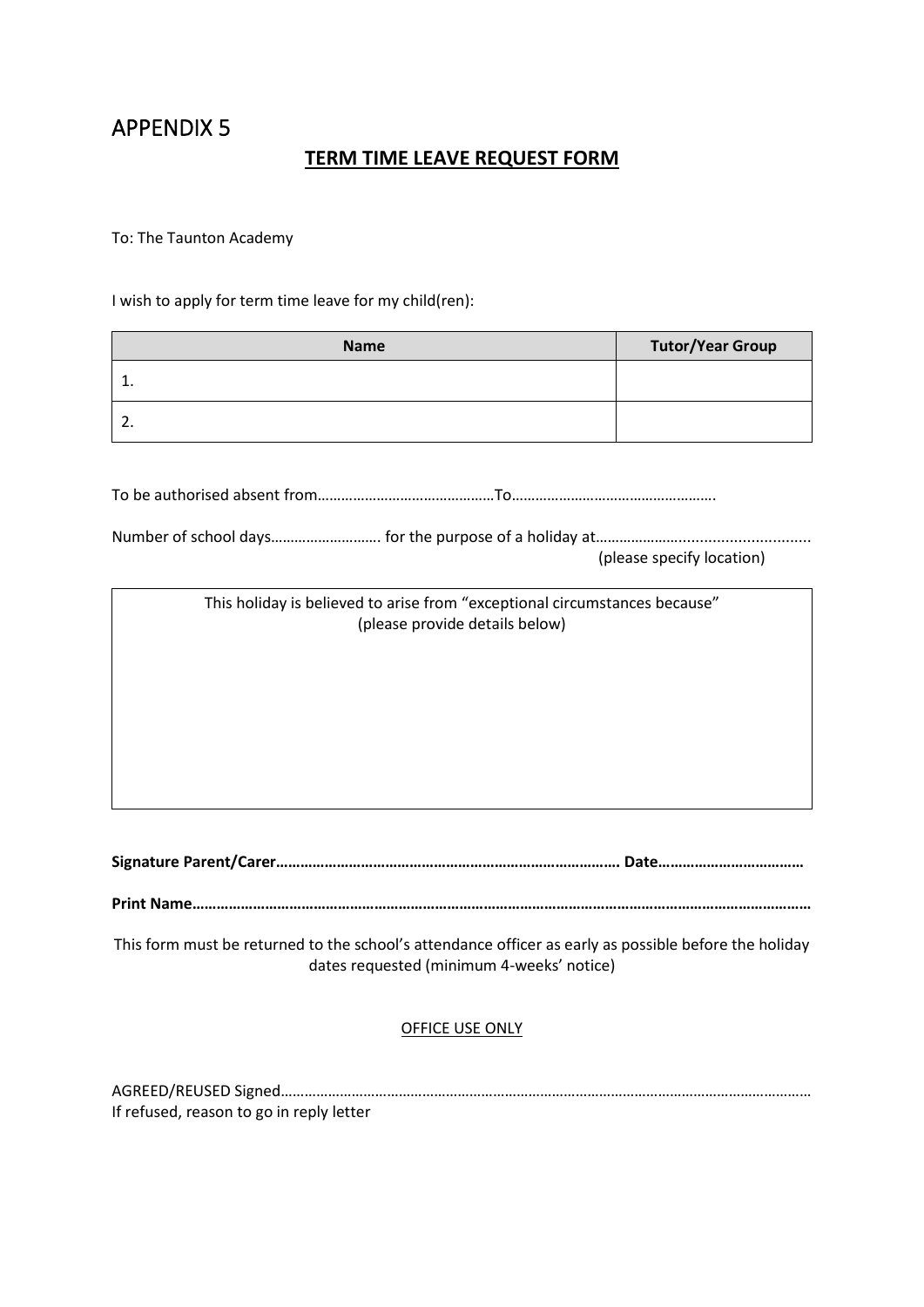# APPENDIX 5

## TERM TIME LEAVE REQUEST FORM

To: The Taunton Academy

I wish to apply for term time leave for my child(ren):

| Name | Tutor/Year Group |
|---|---|
| 1. | |
| 2. | |

To be authorised absent from………………………………………To…………………………………………….

Number of school days………………………. for the purpose of a holiday at……………….................................
(please specify location)

| This holiday is believed to arise from "exceptional circumstances because" (please provide details below) |
|---|
| |

**Signature Parent/Carer…………………………………………………………………………. Date………………………………**

**Print Name……………………………………………………………………………………………………………………………………**

This form must be returned to the school's attendance officer as early as possible before the holiday dates requested (minimum 4-weeks' notice)

OFFICE USE ONLY

AGREED/REUSED Signed……………………………………………………………………………………………………………………
If refused, reason to go in reply letter